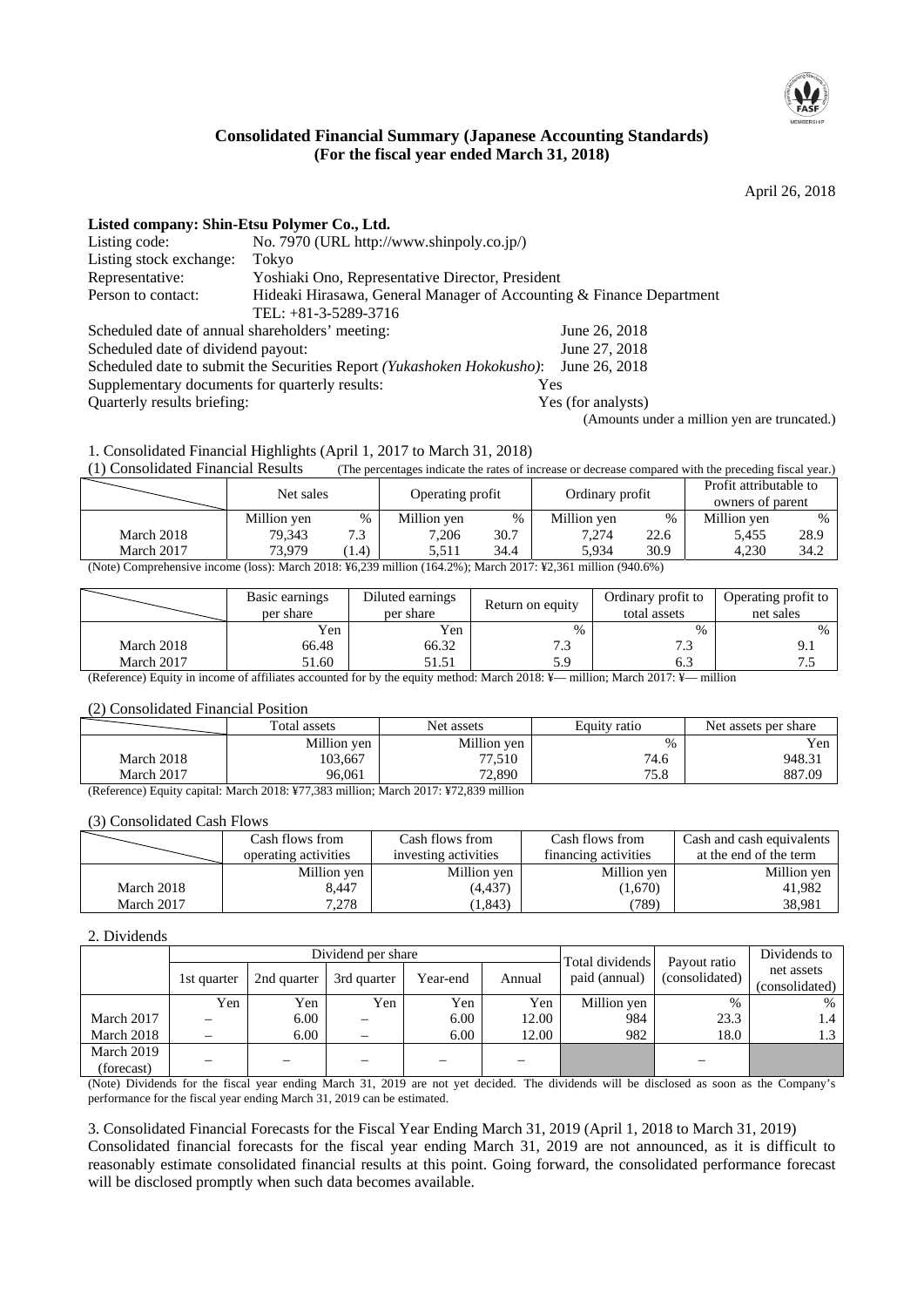## Consolidated Financial Summary (Japanese Accounting Standards)
## (For the fiscal year ended March 31, 2018)

April 26, 2018

**Listed company: Shin-Etsu Polymer Co., Ltd.**

| | |
|---|---|
| Listing code: | No. 7970 (URL http://www.shinpoly.co.jp/) |
| Listing stock exchange: | Tokyo |
| Representative: | Yoshiaki Ono, Representative Director, President |
| Person to contact: | Hideaki Hirasawa, General Manager of Accounting & Finance Department<br>TEL: +81-3-5289-3716 |

Scheduled date of annual shareholders' meeting: June 26, 2018
Scheduled date of dividend payout: June 27, 2018
Scheduled date to submit the Securities Report *(Yukashoken Hokokusho)*: June 26, 2018
Supplementary documents for quarterly results: Yes
Quarterly results briefing: Yes (for analysts)

(Amounts under a million yen are truncated.)

1. Consolidated Financial Highlights (April 1, 2017 to March 31, 2018)

(1) Consolidated Financial Results (The percentages indicate the rates of increase or decrease compared with the preceding fiscal year.)

| | Net sales | | Operating profit | | Ordinary profit | | Profit attributable to owners of parent | |
|---|---|---|---|---|---|---|---|---|
| | Million yen | % | Million yen | % | Million yen | % | Million yen | % |
| March 2018 | 79,343 | 7.3 | 7,206 | 30.7 | 7,274 | 22.6 | 5,455 | 28.9 |
| March 2017 | 73,979 | (1.4) | 5,511 | 34.4 | 5,934 | 30.9 | 4,230 | 34.2 |

(Note) Comprehensive income (loss): March 2018: ¥6,239 million (164.2%); March 2017: ¥2,361 million (940.6%)

| | Basic earnings per share | Diluted earnings per share | Return on equity | Ordinary profit to total assets | Operating profit to net sales |
|---|---|---|---|---|---|
| | Yen | Yen | % | % | % |
| March 2018 | 66.48 | 66.32 | 7.3 | 7.3 | 9.1 |
| March 2017 | 51.60 | 51.51 | 5.9 | 6.3 | 7.5 |

(Reference) Equity in income of affiliates accounted for by the equity method: March 2018: ¥— million; March 2017: ¥— million

(2) Consolidated Financial Position

| | Total assets | Net assets | Equity ratio | Net assets per share |
|---|---|---|---|---|
| | Million yen | Million yen | % | Yen |
| March 2018 | 103,667 | 77,510 | 74.6 | 948.31 |
| March 2017 | 96,061 | 72,890 | 75.8 | 887.09 |

(Reference) Equity capital: March 2018: ¥77,383 million; March 2017: ¥72,839 million

(3) Consolidated Cash Flows

| | Cash flows from operating activities | Cash flows from investing activities | Cash flows from financing activities | Cash and cash equivalents at the end of the term |
|---|---|---|---|---|
| | Million yen | Million yen | Million yen | Million yen |
| March 2018 | 8,447 | (4,437) | (1,670) | 41,982 |
| March 2017 | 7,278 | (1,843) | (789) | 38,981 |

2. Dividends

| | Dividend per share | | | | | Total dividends paid (annual) | Payout ratio (consolidated) | Dividends to net assets (consolidated) |
|---|---|---|---|---|---|---|---|---|
| | 1st quarter | 2nd quarter | 3rd quarter | Year-end | Annual | | | |
| | Yen | Yen | Yen | Yen | Yen | Million yen | % | % |
| March 2017 | – | 6.00 | – | 6.00 | 12.00 | 984 | 23.3 | 1.4 |
| March 2018 | – | 6.00 | – | 6.00 | 12.00 | 982 | 18.0 | 1.3 |
| March 2019 (forecast) | – | – | – | – | – | | – | |

(Note) Dividends for the fiscal year ending March 31, 2019 are not yet decided. The dividends will be disclosed as soon as the Company's performance for the fiscal year ending March 31, 2019 can be estimated.

3. Consolidated Financial Forecasts for the Fiscal Year Ending March 31, 2019 (April 1, 2018 to March 31, 2019)

Consolidated financial forecasts for the fiscal year ending March 31, 2019 are not announced, as it is difficult to reasonably estimate consolidated financial results at this point. Going forward, the consolidated performance forecast will be disclosed promptly when such data becomes available.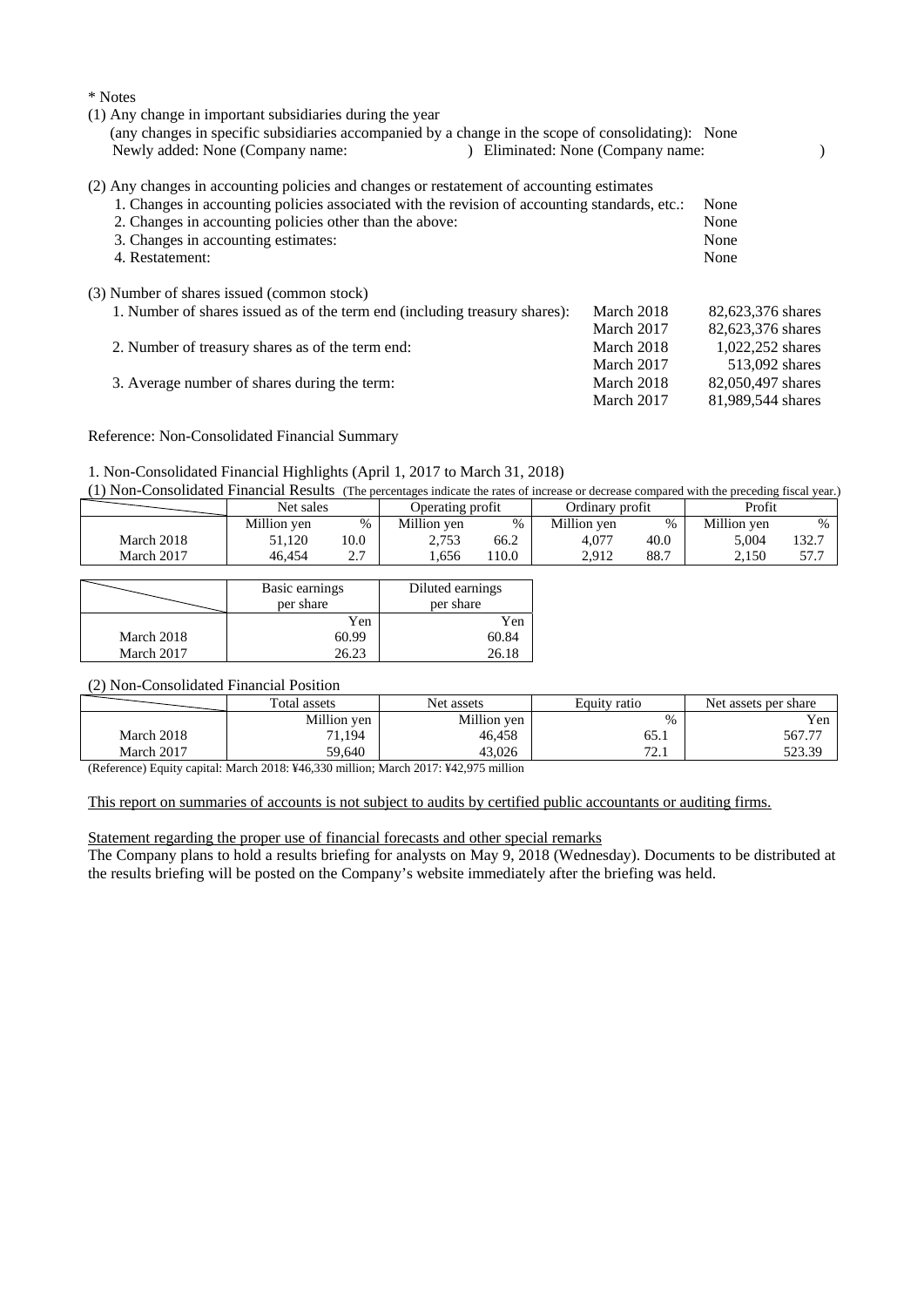\* Notes

(1) Any change in important subsidiaries during the year
(any changes in specific subsidiaries accompanied by a change in the scope of consolidating): None
Newly added: None (Company name: ) Eliminated: None (Company name: )

(2) Any changes in accounting policies and changes or restatement of accounting estimates

| | |
|---|---|
| 1. Changes in accounting policies associated with the revision of accounting standards, etc.: | None |
| 2. Changes in accounting policies other than the above: | None |
| 3. Changes in accounting estimates: | None |
| 4. Restatement: | None |

(3) Number of shares issued (common stock)

| | | |
|---|---|---|
| 1. Number of shares issued as of the term end (including treasury shares): | March 2018 | 82,623,376 shares |
| | March 2017 | 82,623,376 shares |
| 2. Number of treasury shares as of the term end: | March 2018 | 1,022,252 shares |
| | March 2017 | 513,092 shares |
| 3. Average number of shares during the term: | March 2018 | 82,050,497 shares |
| | March 2017 | 81,989,544 shares |

Reference: Non-Consolidated Financial Summary

1. Non-Consolidated Financial Highlights (April 1, 2017 to March 31, 2018)

(1) Non-Consolidated Financial Results (The percentages indicate the rates of increase or decrease compared with the preceding fiscal year.)

| | Net sales | | Operating profit | | Ordinary profit | | Profit | |
|---|---|---|---|---|---|---|---|---|
| | Million yen | % | Million yen | % | Million yen | % | Million yen | % |
| March 2018 | 51,120 | 10.0 | 2,753 | 66.2 | 4,077 | 40.0 | 5,004 | 132.7 |
| March 2017 | 46,454 | 2.7 | 1,656 | 110.0 | 2,912 | 88.7 | 2,150 | 57.7 |

| | Basic earnings per share | Diluted earnings per share |
|---|---|---|
| | Yen | Yen |
| March 2018 | 60.99 | 60.84 |
| March 2017 | 26.23 | 26.18 |

(2) Non-Consolidated Financial Position

| | Total assets | Net assets | Equity ratio | Net assets per share |
|---|---|---|---|---|
| | Million yen | Million yen | % | Yen |
| March 2018 | 71,194 | 46,458 | 65.1 | 567.77 |
| March 2017 | 59,640 | 43,026 | 72.1 | 523.39 |

(Reference) Equity capital: March 2018: ¥46,330 million; March 2017: ¥42,975 million

This report on summaries of accounts is not subject to audits by certified public accountants or auditing firms.

Statement regarding the proper use of financial forecasts and other special remarks

The Company plans to hold a results briefing for analysts on May 9, 2018 (Wednesday). Documents to be distributed at the results briefing will be posted on the Company's website immediately after the briefing was held.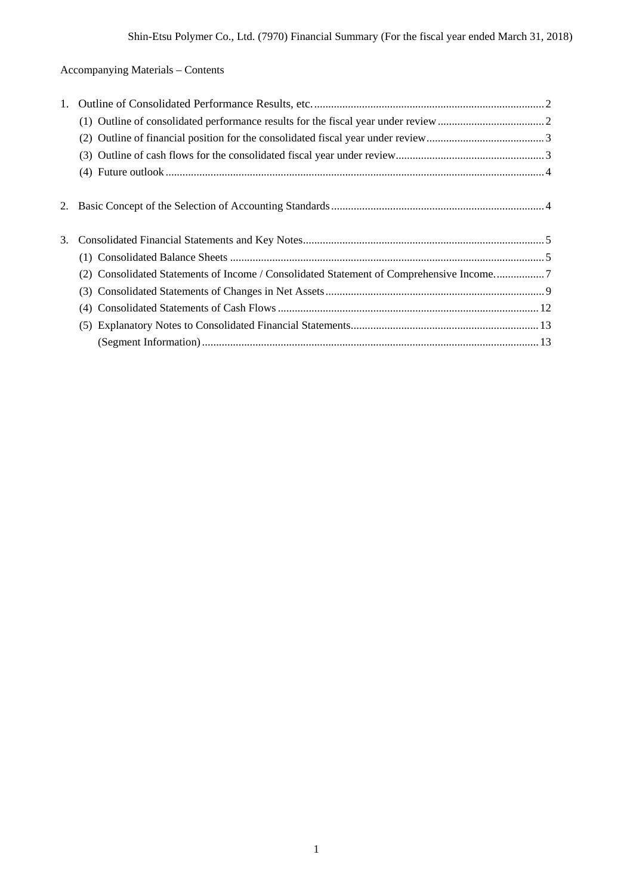Accompanying Materials – Contents

1. Outline of Consolidated Performance Results, etc. .......... 2
   (1) Outline of consolidated performance results for the fiscal year under review .......... 2
   (2) Outline of financial position for the consolidated fiscal year under review .......... 3
   (3) Outline of cash flows for the consolidated fiscal year under review .......... 3
   (4) Future outlook .......... 4

2. Basic Concept of the Selection of Accounting Standards .......... 4

3. Consolidated Financial Statements and Key Notes .......... 5
   (1) Consolidated Balance Sheets .......... 5
   (2) Consolidated Statements of Income / Consolidated Statement of Comprehensive Income. .......... 7
   (3) Consolidated Statements of Changes in Net Assets .......... 9
   (4) Consolidated Statements of Cash Flows .......... 12
   (5) Explanatory Notes to Consolidated Financial Statements .......... 13
       (Segment Information) .......... 13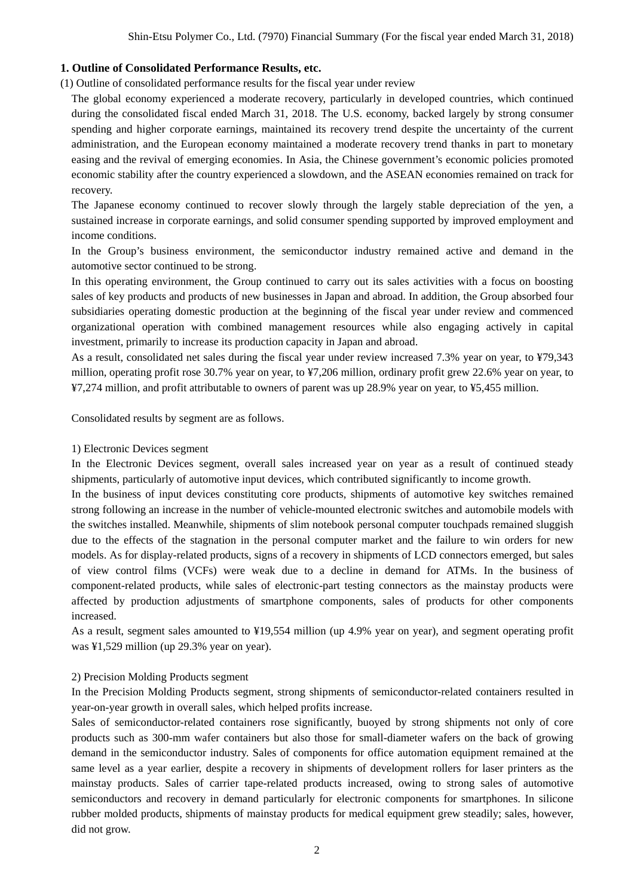## 1. Outline of Consolidated Performance Results, etc.

(1) Outline of consolidated performance results for the fiscal year under review

The global economy experienced a moderate recovery, particularly in developed countries, which continued during the consolidated fiscal ended March 31, 2018. The U.S. economy, backed largely by strong consumer spending and higher corporate earnings, maintained its recovery trend despite the uncertainty of the current administration, and the European economy maintained a moderate recovery trend thanks in part to monetary easing and the revival of emerging economies. In Asia, the Chinese government's economic policies promoted economic stability after the country experienced a slowdown, and the ASEAN economies remained on track for recovery.

The Japanese economy continued to recover slowly through the largely stable depreciation of the yen, a sustained increase in corporate earnings, and solid consumer spending supported by improved employment and income conditions.

In the Group's business environment, the semiconductor industry remained active and demand in the automotive sector continued to be strong.

In this operating environment, the Group continued to carry out its sales activities with a focus on boosting sales of key products and products of new businesses in Japan and abroad. In addition, the Group absorbed four subsidiaries operating domestic production at the beginning of the fiscal year under review and commenced organizational operation with combined management resources while also engaging actively in capital investment, primarily to increase its production capacity in Japan and abroad.

As a result, consolidated net sales during the fiscal year under review increased 7.3% year on year, to ¥79,343 million, operating profit rose 30.7% year on year, to ¥7,206 million, ordinary profit grew 22.6% year on year, to ¥7,274 million, and profit attributable to owners of parent was up 28.9% year on year, to ¥5,455 million.

Consolidated results by segment are as follows.

1) Electronic Devices segment

In the Electronic Devices segment, overall sales increased year on year as a result of continued steady shipments, particularly of automotive input devices, which contributed significantly to income growth.

In the business of input devices constituting core products, shipments of automotive key switches remained strong following an increase in the number of vehicle-mounted electronic switches and automobile models with the switches installed. Meanwhile, shipments of slim notebook personal computer touchpads remained sluggish due to the effects of the stagnation in the personal computer market and the failure to win orders for new models. As for display-related products, signs of a recovery in shipments of LCD connectors emerged, but sales of view control films (VCFs) were weak due to a decline in demand for ATMs. In the business of component-related products, while sales of electronic-part testing connectors as the mainstay products were affected by production adjustments of smartphone components, sales of products for other components increased.

As a result, segment sales amounted to ¥19,554 million (up 4.9% year on year), and segment operating profit was ¥1,529 million (up 29.3% year on year).

2) Precision Molding Products segment

In the Precision Molding Products segment, strong shipments of semiconductor-related containers resulted in year-on-year growth in overall sales, which helped profits increase.

Sales of semiconductor-related containers rose significantly, buoyed by strong shipments not only of core products such as 300-mm wafer containers but also those for small-diameter wafers on the back of growing demand in the semiconductor industry. Sales of components for office automation equipment remained at the same level as a year earlier, despite a recovery in shipments of development rollers for laser printers as the mainstay products. Sales of carrier tape-related products increased, owing to strong sales of automotive semiconductors and recovery in demand particularly for electronic components for smartphones. In silicone rubber molded products, shipments of mainstay products for medical equipment grew steadily; sales, however, did not grow.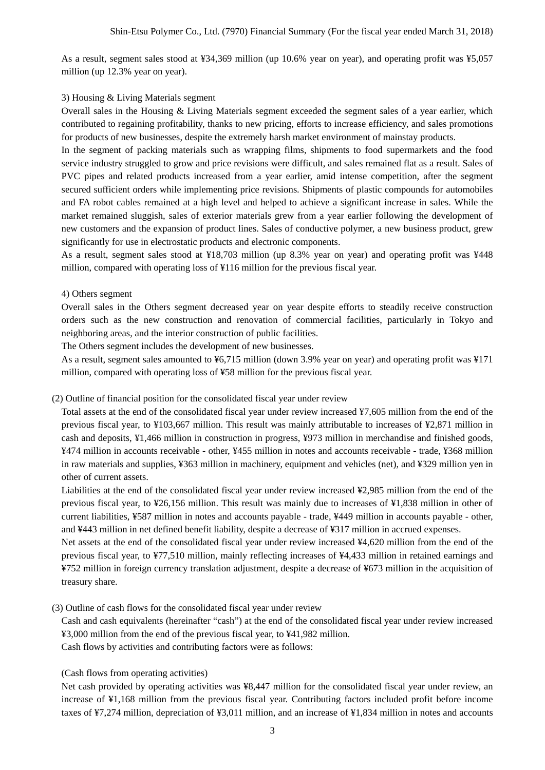As a result, segment sales stood at ¥34,369 million (up 10.6% year on year), and operating profit was ¥5,057 million (up 12.3% year on year).

3) Housing & Living Materials segment

Overall sales in the Housing & Living Materials segment exceeded the segment sales of a year earlier, which contributed to regaining profitability, thanks to new pricing, efforts to increase efficiency, and sales promotions for products of new businesses, despite the extremely harsh market environment of mainstay products.

In the segment of packing materials such as wrapping films, shipments to food supermarkets and the food service industry struggled to grow and price revisions were difficult, and sales remained flat as a result. Sales of PVC pipes and related products increased from a year earlier, amid intense competition, after the segment secured sufficient orders while implementing price revisions. Shipments of plastic compounds for automobiles and FA robot cables remained at a high level and helped to achieve a significant increase in sales. While the market remained sluggish, sales of exterior materials grew from a year earlier following the development of new customers and the expansion of product lines. Sales of conductive polymer, a new business product, grew significantly for use in electrostatic products and electronic components.

As a result, segment sales stood at ¥18,703 million (up 8.3% year on year) and operating profit was ¥448 million, compared with operating loss of ¥116 million for the previous fiscal year.

4) Others segment

Overall sales in the Others segment decreased year on year despite efforts to steadily receive construction orders such as the new construction and renovation of commercial facilities, particularly in Tokyo and neighboring areas, and the interior construction of public facilities.

The Others segment includes the development of new businesses.

As a result, segment sales amounted to ¥6,715 million (down 3.9% year on year) and operating profit was ¥171 million, compared with operating loss of ¥58 million for the previous fiscal year.

(2) Outline of financial position for the consolidated fiscal year under review

Total assets at the end of the consolidated fiscal year under review increased ¥7,605 million from the end of the previous fiscal year, to ¥103,667 million. This result was mainly attributable to increases of ¥2,871 million in cash and deposits, ¥1,466 million in construction in progress, ¥973 million in merchandise and finished goods, ¥474 million in accounts receivable - other, ¥455 million in notes and accounts receivable - trade, ¥368 million in raw materials and supplies, ¥363 million in machinery, equipment and vehicles (net), and ¥329 million yen in other of current assets.

Liabilities at the end of the consolidated fiscal year under review increased ¥2,985 million from the end of the previous fiscal year, to ¥26,156 million. This result was mainly due to increases of ¥1,838 million in other of current liabilities, ¥587 million in notes and accounts payable - trade, ¥449 million in accounts payable - other, and ¥443 million in net defined benefit liability, despite a decrease of ¥317 million in accrued expenses.

Net assets at the end of the consolidated fiscal year under review increased ¥4,620 million from the end of the previous fiscal year, to ¥77,510 million, mainly reflecting increases of ¥4,433 million in retained earnings and ¥752 million in foreign currency translation adjustment, despite a decrease of ¥673 million in the acquisition of treasury share.

(3) Outline of cash flows for the consolidated fiscal year under review

Cash and cash equivalents (hereinafter "cash") at the end of the consolidated fiscal year under review increased ¥3,000 million from the end of the previous fiscal year, to ¥41,982 million.

Cash flows by activities and contributing factors were as follows:

(Cash flows from operating activities)

Net cash provided by operating activities was ¥8,447 million for the consolidated fiscal year under review, an increase of ¥1,168 million from the previous fiscal year. Contributing factors included profit before income taxes of ¥7,274 million, depreciation of ¥3,011 million, and an increase of ¥1,834 million in notes and accounts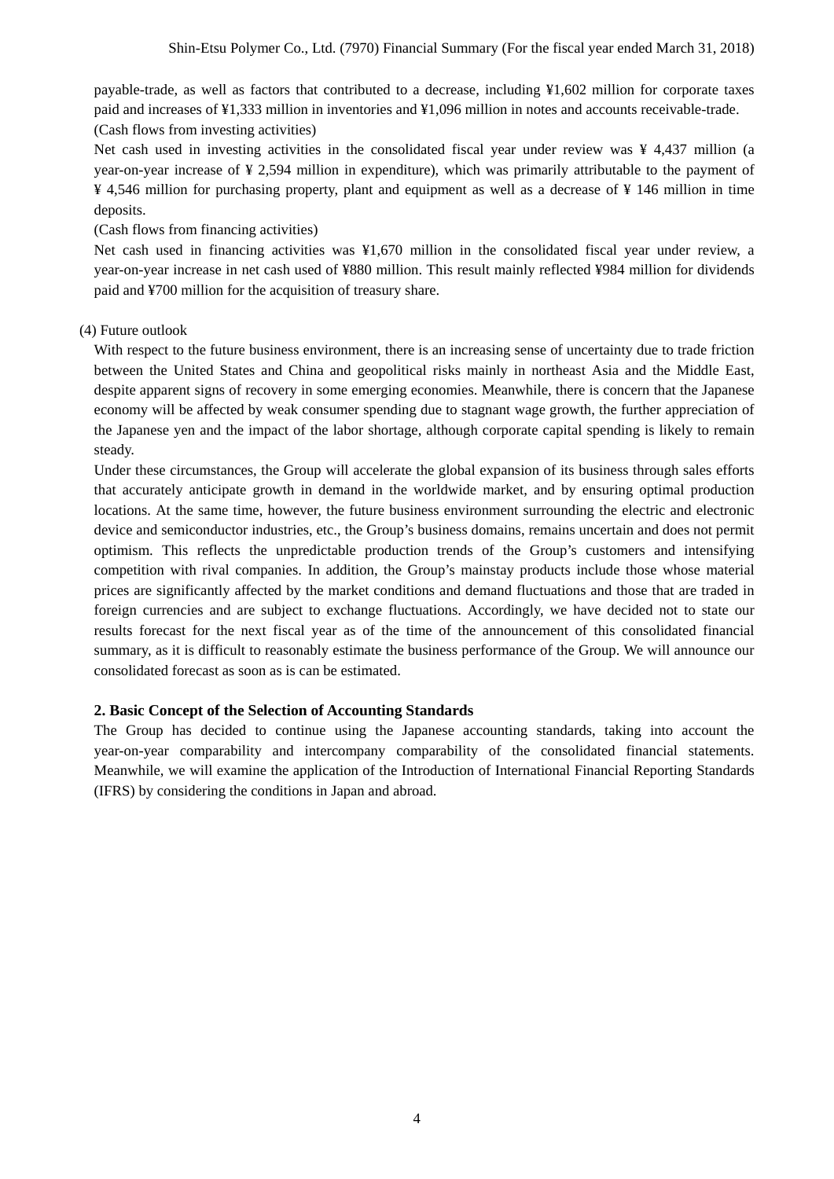payable-trade, as well as factors that contributed to a decrease, including ¥1,602 million for corporate taxes paid and increases of ¥1,333 million in inventories and ¥1,096 million in notes and accounts receivable-trade.

(Cash flows from investing activities)

Net cash used in investing activities in the consolidated fiscal year under review was ¥ 4,437 million (a year-on-year increase of ¥ 2,594 million in expenditure), which was primarily attributable to the payment of ¥ 4,546 million for purchasing property, plant and equipment as well as a decrease of ¥ 146 million in time deposits.

(Cash flows from financing activities)

Net cash used in financing activities was ¥1,670 million in the consolidated fiscal year under review, a year-on-year increase in net cash used of ¥880 million. This result mainly reflected ¥984 million for dividends paid and ¥700 million for the acquisition of treasury share.

(4) Future outlook

With respect to the future business environment, there is an increasing sense of uncertainty due to trade friction between the United States and China and geopolitical risks mainly in northeast Asia and the Middle East, despite apparent signs of recovery in some emerging economies. Meanwhile, there is concern that the Japanese economy will be affected by weak consumer spending due to stagnant wage growth, the further appreciation of the Japanese yen and the impact of the labor shortage, although corporate capital spending is likely to remain steady.

Under these circumstances, the Group will accelerate the global expansion of its business through sales efforts that accurately anticipate growth in demand in the worldwide market, and by ensuring optimal production locations. At the same time, however, the future business environment surrounding the electric and electronic device and semiconductor industries, etc., the Group's business domains, remains uncertain and does not permit optimism. This reflects the unpredictable production trends of the Group's customers and intensifying competition with rival companies. In addition, the Group's mainstay products include those whose material prices are significantly affected by the market conditions and demand fluctuations and those that are traded in foreign currencies and are subject to exchange fluctuations. Accordingly, we have decided not to state our results forecast for the next fiscal year as of the time of the announcement of this consolidated financial summary, as it is difficult to reasonably estimate the business performance of the Group. We will announce our consolidated forecast as soon as is can be estimated.

## 2. Basic Concept of the Selection of Accounting Standards

The Group has decided to continue using the Japanese accounting standards, taking into account the year-on-year comparability and intercompany comparability of the consolidated financial statements. Meanwhile, we will examine the application of the Introduction of International Financial Reporting Standards (IFRS) by considering the conditions in Japan and abroad.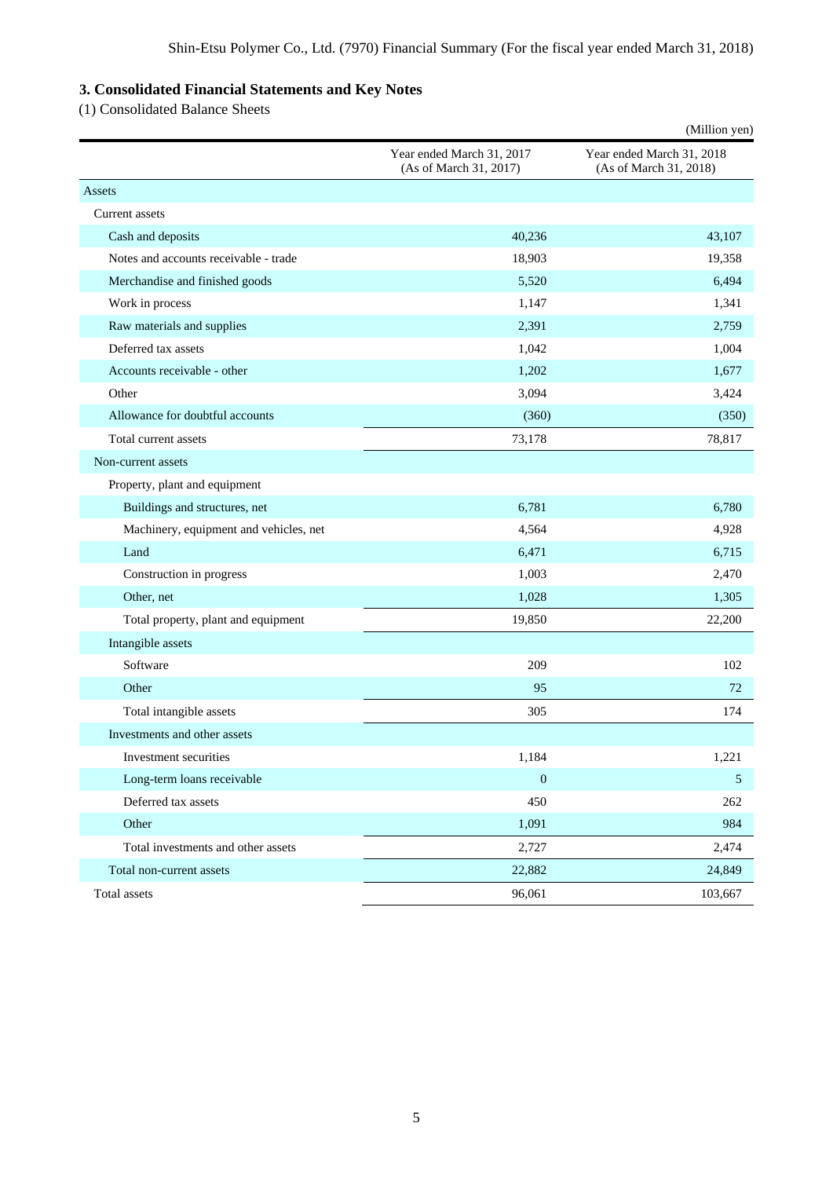## 3. Consolidated Financial Statements and Key Notes

(1) Consolidated Balance Sheets

(Million yen)

| | Year ended March 31, 2017 (As of March 31, 2017) | Year ended March 31, 2018 (As of March 31, 2018) |
|---|---|---|
| Assets | | |
| Current assets | | |
| Cash and deposits | 40,236 | 43,107 |
| Notes and accounts receivable - trade | 18,903 | 19,358 |
| Merchandise and finished goods | 5,520 | 6,494 |
| Work in process | 1,147 | 1,341 |
| Raw materials and supplies | 2,391 | 2,759 |
| Deferred tax assets | 1,042 | 1,004 |
| Accounts receivable - other | 1,202 | 1,677 |
| Other | 3,094 | 3,424 |
| Allowance for doubtful accounts | (360) | (350) |
| Total current assets | 73,178 | 78,817 |
| Non-current assets | | |
| Property, plant and equipment | | |
| Buildings and structures, net | 6,781 | 6,780 |
| Machinery, equipment and vehicles, net | 4,564 | 4,928 |
| Land | 6,471 | 6,715 |
| Construction in progress | 1,003 | 2,470 |
| Other, net | 1,028 | 1,305 |
| Total property, plant and equipment | 19,850 | 22,200 |
| Intangible assets | | |
| Software | 209 | 102 |
| Other | 95 | 72 |
| Total intangible assets | 305 | 174 |
| Investments and other assets | | |
| Investment securities | 1,184 | 1,221 |
| Long-term loans receivable | 0 | 5 |
| Deferred tax assets | 450 | 262 |
| Other | 1,091 | 984 |
| Total investments and other assets | 2,727 | 2,474 |
| Total non-current assets | 22,882 | 24,849 |
| Total assets | 96,061 | 103,667 |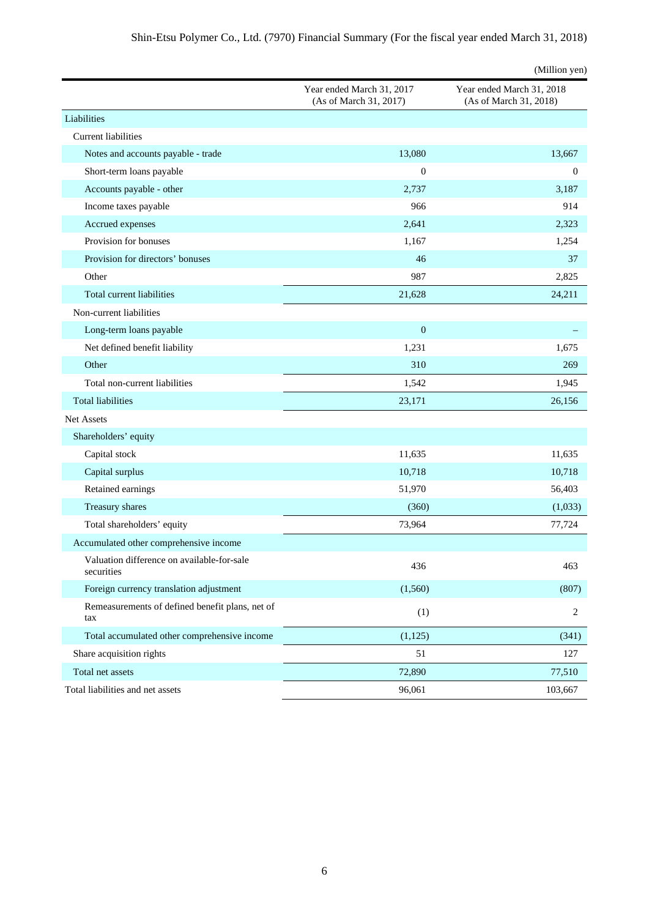(Million yen)

| | Year ended March 31, 2017 (As of March 31, 2017) | Year ended March 31, 2018 (As of March 31, 2018) |
|---|---|---|
| Liabilities | | |
| Current liabilities | | |
| Notes and accounts payable - trade | 13,080 | 13,667 |
| Short-term loans payable | 0 | 0 |
| Accounts payable - other | 2,737 | 3,187 |
| Income taxes payable | 966 | 914 |
| Accrued expenses | 2,641 | 2,323 |
| Provision for bonuses | 1,167 | 1,254 |
| Provision for directors' bonuses | 46 | 37 |
| Other | 987 | 2,825 |
| Total current liabilities | 21,628 | 24,211 |
| Non-current liabilities | | |
| Long-term loans payable | 0 | – |
| Net defined benefit liability | 1,231 | 1,675 |
| Other | 310 | 269 |
| Total non-current liabilities | 1,542 | 1,945 |
| Total liabilities | 23,171 | 26,156 |
| Net Assets | | |
| Shareholders' equity | | |
| Capital stock | 11,635 | 11,635 |
| Capital surplus | 10,718 | 10,718 |
| Retained earnings | 51,970 | 56,403 |
| Treasury shares | (360) | (1,033) |
| Total shareholders' equity | 73,964 | 77,724 |
| Accumulated other comprehensive income | | |
| Valuation difference on available-for-sale securities | 436 | 463 |
| Foreign currency translation adjustment | (1,560) | (807) |
| Remeasurements of defined benefit plans, net of tax | (1) | 2 |
| Total accumulated other comprehensive income | (1,125) | (341) |
| Share acquisition rights | 51 | 127 |
| Total net assets | 72,890 | 77,510 |
| Total liabilities and net assets | 96,061 | 103,667 |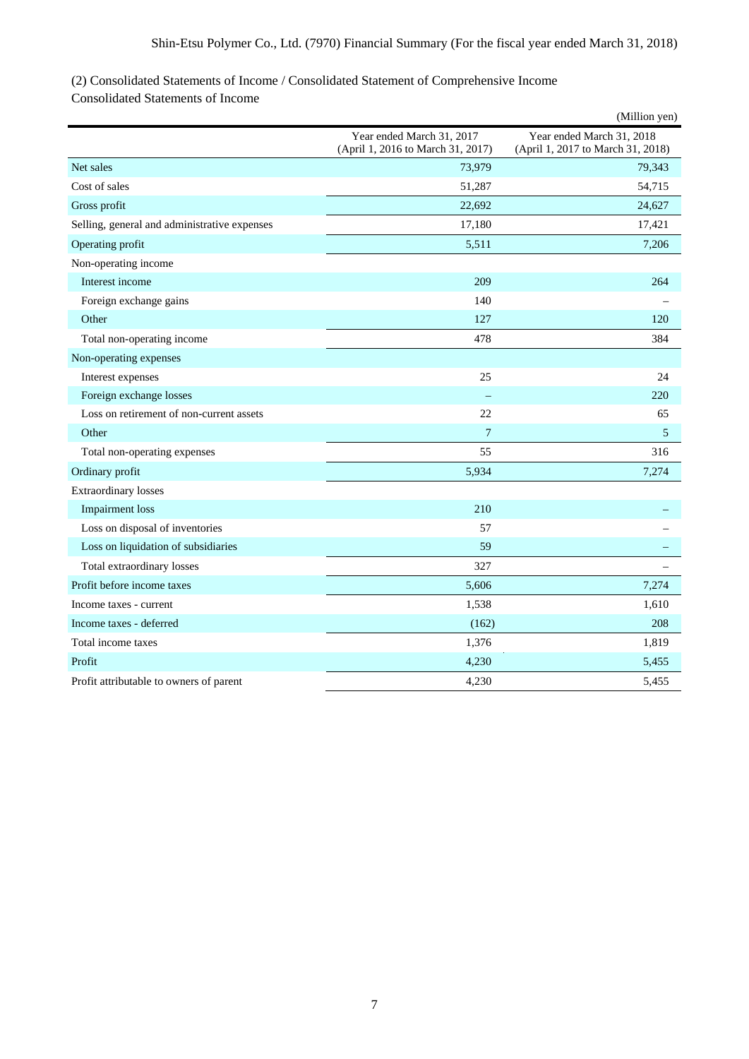(2) Consolidated Statements of Income / Consolidated Statement of Comprehensive Income

Consolidated Statements of Income

(Million yen)

| | Year ended March 31, 2017 (April 1, 2016 to March 31, 2017) | Year ended March 31, 2018 (April 1, 2017 to March 31, 2018) |
|---|---|---|
| Net sales | 73,979 | 79,343 |
| Cost of sales | 51,287 | 54,715 |
| Gross profit | 22,692 | 24,627 |
| Selling, general and administrative expenses | 17,180 | 17,421 |
| Operating profit | 5,511 | 7,206 |
| Non-operating income | | |
| Interest income | 209 | 264 |
| Foreign exchange gains | 140 | – |
| Other | 127 | 120 |
| Total non-operating income | 478 | 384 |
| Non-operating expenses | | |
| Interest expenses | 25 | 24 |
| Foreign exchange losses | – | 220 |
| Loss on retirement of non-current assets | 22 | 65 |
| Other | 7 | 5 |
| Total non-operating expenses | 55 | 316 |
| Ordinary profit | 5,934 | 7,274 |
| Extraordinary losses | | |
| Impairment loss | 210 | – |
| Loss on disposal of inventories | 57 | – |
| Loss on liquidation of subsidiaries | 59 | – |
| Total extraordinary losses | 327 | – |
| Profit before income taxes | 5,606 | 7,274 |
| Income taxes - current | 1,538 | 1,610 |
| Income taxes - deferred | (162) | 208 |
| Total income taxes | 1,376 | 1,819 |
| Profit | 4,230 | 5,455 |
| Profit attributable to owners of parent | 4,230 | 5,455 |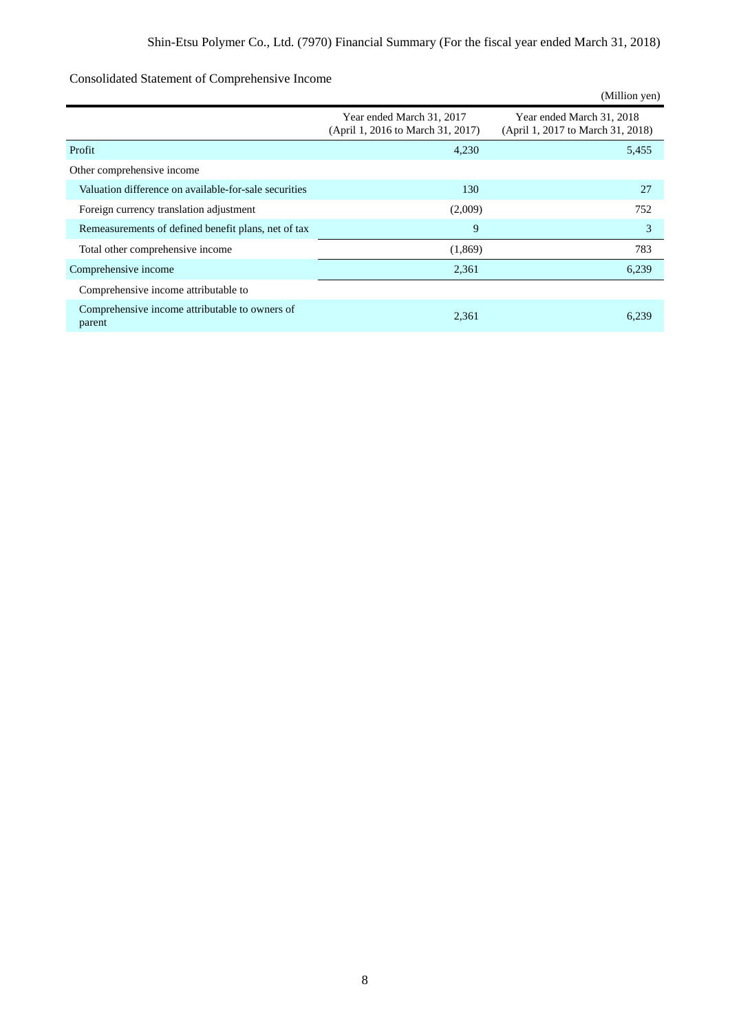## Consolidated Statement of Comprehensive Income

(Million yen)

| | Year ended March 31, 2017 (April 1, 2016 to March 31, 2017) | Year ended March 31, 2018 (April 1, 2017 to March 31, 2018) |
|---|---|---|
| Profit | 4,230 | 5,455 |
| Other comprehensive income | | |
| Valuation difference on available-for-sale securities | 130 | 27 |
| Foreign currency translation adjustment | (2,009) | 752 |
| Remeasurements of defined benefit plans, net of tax | 9 | 3 |
| Total other comprehensive income | (1,869) | 783 |
| Comprehensive income | 2,361 | 6,239 |
| Comprehensive income attributable to | | |
| Comprehensive income attributable to owners of parent | 2,361 | 6,239 |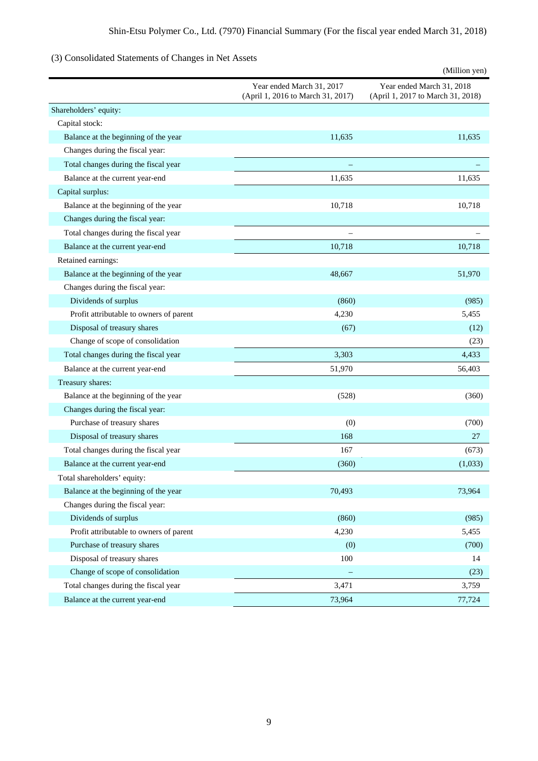### (3) Consolidated Statements of Changes in Net Assets

(Million yen)

| | Year ended March 31, 2017 (April 1, 2016 to March 31, 2017) | Year ended March 31, 2018 (April 1, 2017 to March 31, 2018) |
|---|---|---|
| Shareholders' equity: | | |
| Capital stock: | | |
| Balance at the beginning of the year | 11,635 | 11,635 |
| Changes during the fiscal year: | | |
| Total changes during the fiscal year | – | – |
| Balance at the current year-end | 11,635 | 11,635 |
| Capital surplus: | | |
| Balance at the beginning of the year | 10,718 | 10,718 |
| Changes during the fiscal year: | | |
| Total changes during the fiscal year | – | – |
| Balance at the current year-end | 10,718 | 10,718 |
| Retained earnings: | | |
| Balance at the beginning of the year | 48,667 | 51,970 |
| Changes during the fiscal year: | | |
| Dividends of surplus | (860) | (985) |
| Profit attributable to owners of parent | 4,230 | 5,455 |
| Disposal of treasury shares | (67) | (12) |
| Change of scope of consolidation | | (23) |
| Total changes during the fiscal year | 3,303 | 4,433 |
| Balance at the current year-end | 51,970 | 56,403 |
| Treasury shares: | | |
| Balance at the beginning of the year | (528) | (360) |
| Changes during the fiscal year: | | |
| Purchase of treasury shares | (0) | (700) |
| Disposal of treasury shares | 168 | 27 |
| Total changes during the fiscal year | 167 | (673) |
| Balance at the current year-end | (360) | (1,033) |
| Total shareholders' equity: | | |
| Balance at the beginning of the year | 70,493 | 73,964 |
| Changes during the fiscal year: | | |
| Dividends of surplus | (860) | (985) |
| Profit attributable to owners of parent | 4,230 | 5,455 |
| Purchase of treasury shares | (0) | (700) |
| Disposal of treasury shares | 100 | 14 |
| Change of scope of consolidation | – | (23) |
| Total changes during the fiscal year | 3,471 | 3,759 |
| Balance at the current year-end | 73,964 | 77,724 |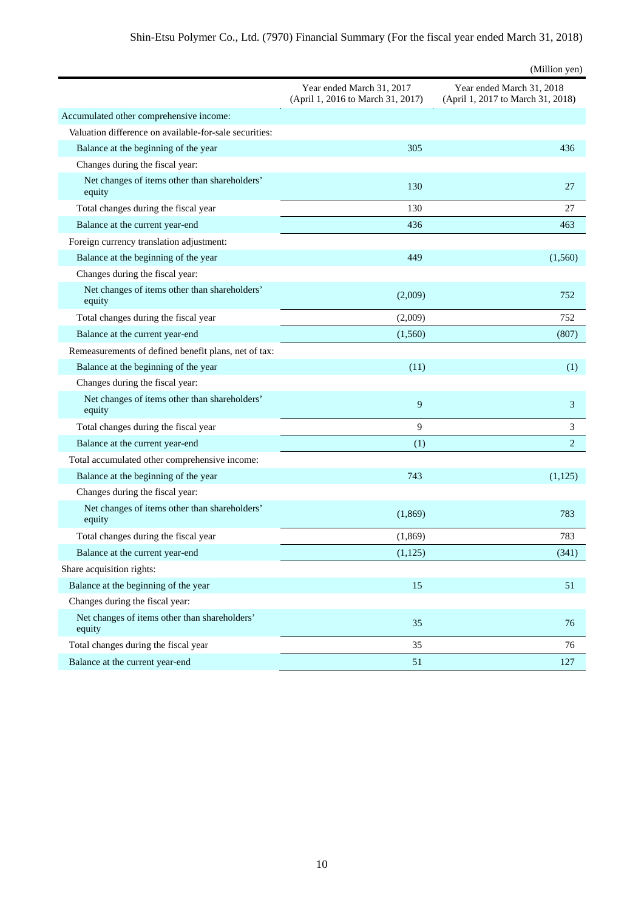(Million yen)

| | Year ended March 31, 2017 (April 1, 2016 to March 31, 2017) | Year ended March 31, 2018 (April 1, 2017 to March 31, 2018) |
|---|---|---|
| Accumulated other comprehensive income: | | |
| Valuation difference on available-for-sale securities: | | |
| Balance at the beginning of the year | 305 | 436 |
| Changes during the fiscal year: | | |
| Net changes of items other than shareholders' equity | 130 | 27 |
| Total changes during the fiscal year | 130 | 27 |
| Balance at the current year-end | 436 | 463 |
| Foreign currency translation adjustment: | | |
| Balance at the beginning of the year | 449 | (1,560) |
| Changes during the fiscal year: | | |
| Net changes of items other than shareholders' equity | (2,009) | 752 |
| Total changes during the fiscal year | (2,009) | 752 |
| Balance at the current year-end | (1,560) | (807) |
| Remeasurements of defined benefit plans, net of tax: | | |
| Balance at the beginning of the year | (11) | (1) |
| Changes during the fiscal year: | | |
| Net changes of items other than shareholders' equity | 9 | 3 |
| Total changes during the fiscal year | 9 | 3 |
| Balance at the current year-end | (1) | 2 |
| Total accumulated other comprehensive income: | | |
| Balance at the beginning of the year | 743 | (1,125) |
| Changes during the fiscal year: | | |
| Net changes of items other than shareholders' equity | (1,869) | 783 |
| Total changes during the fiscal year | (1,869) | 783 |
| Balance at the current year-end | (1,125) | (341) |
| Share acquisition rights: | | |
| Balance at the beginning of the year | 15 | 51 |
| Changes during the fiscal year: | | |
| Net changes of items other than shareholders' equity | 35 | 76 |
| Total changes during the fiscal year | 35 | 76 |
| Balance at the current year-end | 51 | 127 |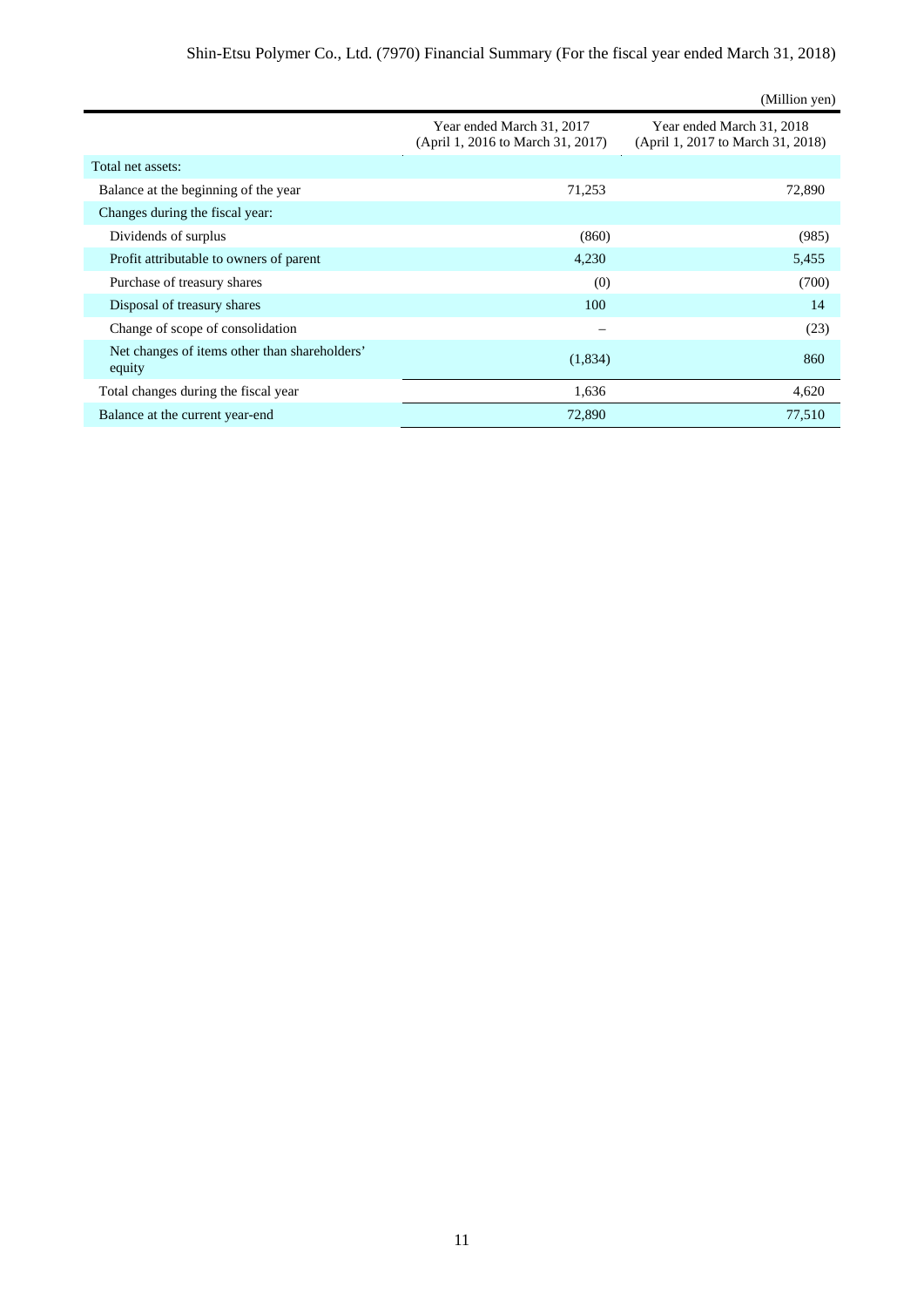(Million yen)

| | Year ended March 31, 2017 (April 1, 2016 to March 31, 2017) | Year ended March 31, 2018 (April 1, 2017 to March 31, 2018) |
|---|---|---|
| Total net assets: | | |
| Balance at the beginning of the year | 71,253 | 72,890 |
| Changes during the fiscal year: | | |
| Dividends of surplus | (860) | (985) |
| Profit attributable to owners of parent | 4,230 | 5,455 |
| Purchase of treasury shares | (0) | (700) |
| Disposal of treasury shares | 100 | 14 |
| Change of scope of consolidation | – | (23) |
| Net changes of items other than shareholders' equity | (1,834) | 860 |
| Total changes during the fiscal year | 1,636 | 4,620 |
| Balance at the current year-end | 72,890 | 77,510 |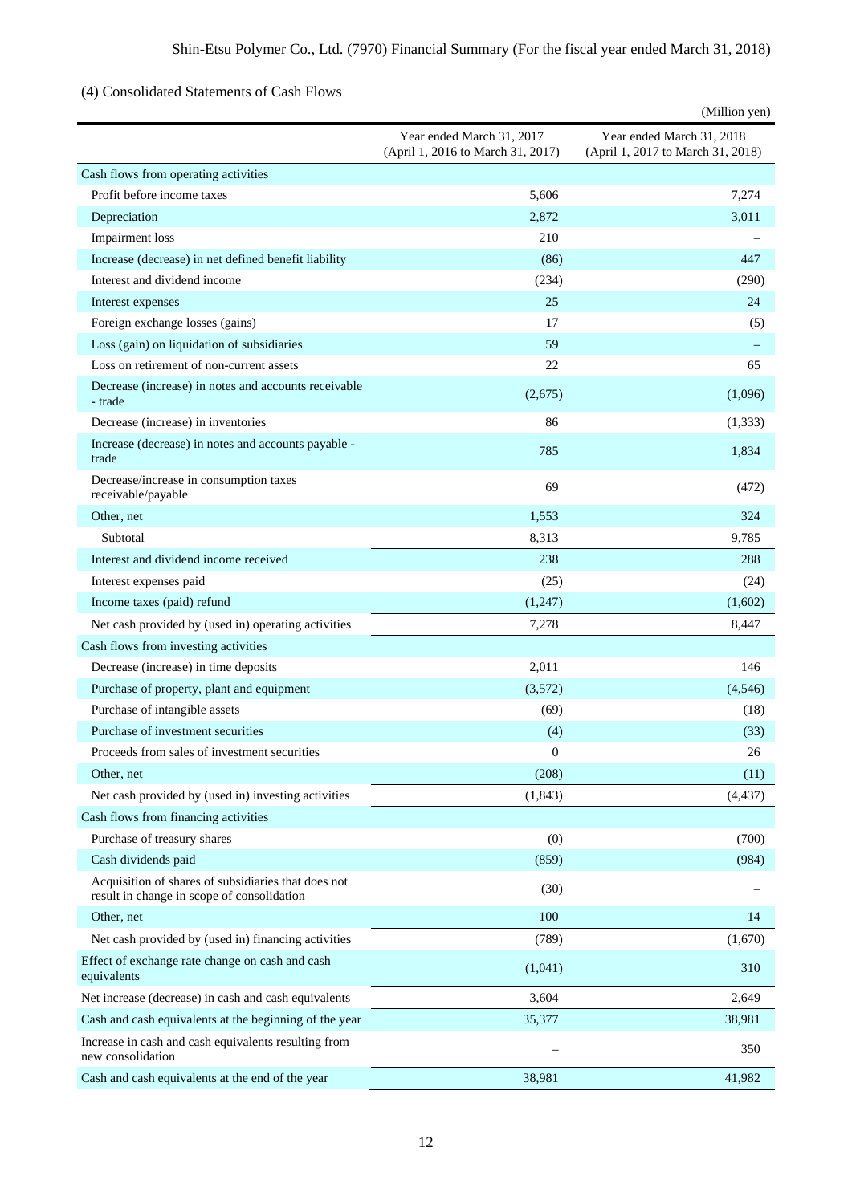## (4) Consolidated Statements of Cash Flows

(Million yen)

| | Year ended March 31, 2017 (April 1, 2016 to March 31, 2017) | Year ended March 31, 2018 (April 1, 2017 to March 31, 2018) |
|---|---|---|
| Cash flows from operating activities | | |
| Profit before income taxes | 5,606 | 7,274 |
| Depreciation | 2,872 | 3,011 |
| Impairment loss | 210 | – |
| Increase (decrease) in net defined benefit liability | (86) | 447 |
| Interest and dividend income | (234) | (290) |
| Interest expenses | 25 | 24 |
| Foreign exchange losses (gains) | 17 | (5) |
| Loss (gain) on liquidation of subsidiaries | 59 | – |
| Loss on retirement of non-current assets | 22 | 65 |
| Decrease (increase) in notes and accounts receivable - trade | (2,675) | (1,096) |
| Decrease (increase) in inventories | 86 | (1,333) |
| Increase (decrease) in notes and accounts payable - trade | 785 | 1,834 |
| Decrease/increase in consumption taxes receivable/payable | 69 | (472) |
| Other, net | 1,553 | 324 |
| Subtotal | 8,313 | 9,785 |
| Interest and dividend income received | 238 | 288 |
| Interest expenses paid | (25) | (24) |
| Income taxes (paid) refund | (1,247) | (1,602) |
| Net cash provided by (used in) operating activities | 7,278 | 8,447 |
| Cash flows from investing activities | | |
| Decrease (increase) in time deposits | 2,011 | 146 |
| Purchase of property, plant and equipment | (3,572) | (4,546) |
| Purchase of intangible assets | (69) | (18) |
| Purchase of investment securities | (4) | (33) |
| Proceeds from sales of investment securities | 0 | 26 |
| Other, net | (208) | (11) |
| Net cash provided by (used in) investing activities | (1,843) | (4,437) |
| Cash flows from financing activities | | |
| Purchase of treasury shares | (0) | (700) |
| Cash dividends paid | (859) | (984) |
| Acquisition of shares of subsidiaries that does not result in change in scope of consolidation | (30) | – |
| Other, net | 100 | 14 |
| Net cash provided by (used in) financing activities | (789) | (1,670) |
| Effect of exchange rate change on cash and cash equivalents | (1,041) | 310 |
| Net increase (decrease) in cash and cash equivalents | 3,604 | 2,649 |
| Cash and cash equivalents at the beginning of the year | 35,377 | 38,981 |
| Increase in cash and cash equivalents resulting from new consolidation | – | 350 |
| Cash and cash equivalents at the end of the year | 38,981 | 41,982 |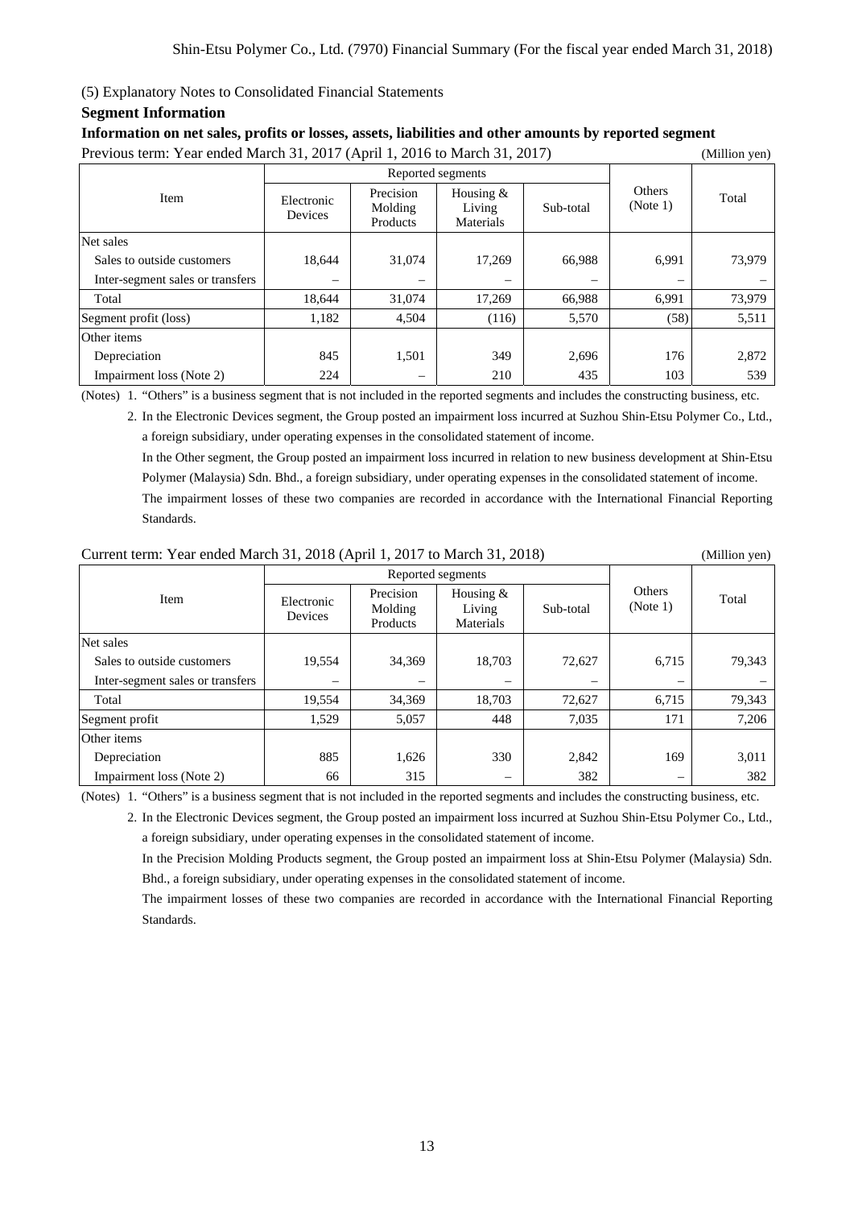(5) Explanatory Notes to Consolidated Financial Statements

**Segment Information**

**Information on net sales, profits or losses, assets, liabilities and other amounts by reported segment**

Previous term: Year ended March 31, 2017 (April 1, 2016 to March 31, 2017) (Million yen)

| Item | Reported segments | | | | Others (Note 1) | Total |
|---|---|---|---|---|---|---|
| | Electronic Devices | Precision Molding Products | Housing & Living Materials | Sub-total | | |
| Net sales | | | | | | |
| Sales to outside customers | 18,644 | 31,074 | 17,269 | 66,988 | 6,991 | 73,979 |
| Inter-segment sales or transfers | – | – | – | – | – | – |
| Total | 18,644 | 31,074 | 17,269 | 66,988 | 6,991 | 73,979 |
| Segment profit (loss) | 1,182 | 4,504 | (116) | 5,570 | (58) | 5,511 |
| Other items | | | | | | |
| Depreciation | 845 | 1,501 | 349 | 2,696 | 176 | 2,872 |
| Impairment loss (Note 2) | 224 | – | 210 | 435 | 103 | 539 |

(Notes) 1. "Others" is a business segment that is not included in the reported segments and includes the constructing business, etc.

2. In the Electronic Devices segment, the Group posted an impairment loss incurred at Suzhou Shin-Etsu Polymer Co., Ltd., a foreign subsidiary, under operating expenses in the consolidated statement of income.

In the Other segment, the Group posted an impairment loss incurred in relation to new business development at Shin-Etsu Polymer (Malaysia) Sdn. Bhd., a foreign subsidiary, under operating expenses in the consolidated statement of income.

The impairment losses of these two companies are recorded in accordance with the International Financial Reporting Standards.

Current term: Year ended March 31, 2018 (April 1, 2017 to March 31, 2018) (Million yen)

| Item | Reported segments | | | | Others (Note 1) | Total |
|---|---|---|---|---|---|---|
| | Electronic Devices | Precision Molding Products | Housing & Living Materials | Sub-total | | |
| Net sales | | | | | | |
| Sales to outside customers | 19,554 | 34,369 | 18,703 | 72,627 | 6,715 | 79,343 |
| Inter-segment sales or transfers | – | – | – | – | – | – |
| Total | 19,554 | 34,369 | 18,703 | 72,627 | 6,715 | 79,343 |
| Segment profit | 1,529 | 5,057 | 448 | 7,035 | 171 | 7,206 |
| Other items | | | | | | |
| Depreciation | 885 | 1,626 | 330 | 2,842 | 169 | 3,011 |
| Impairment loss (Note 2) | 66 | 315 | – | 382 | – | 382 |

(Notes) 1. "Others" is a business segment that is not included in the reported segments and includes the constructing business, etc.

2. In the Electronic Devices segment, the Group posted an impairment loss incurred at Suzhou Shin-Etsu Polymer Co., Ltd., a foreign subsidiary, under operating expenses in the consolidated statement of income.

In the Precision Molding Products segment, the Group posted an impairment loss at Shin-Etsu Polymer (Malaysia) Sdn. Bhd., a foreign subsidiary, under operating expenses in the consolidated statement of income.

The impairment losses of these two companies are recorded in accordance with the International Financial Reporting Standards.